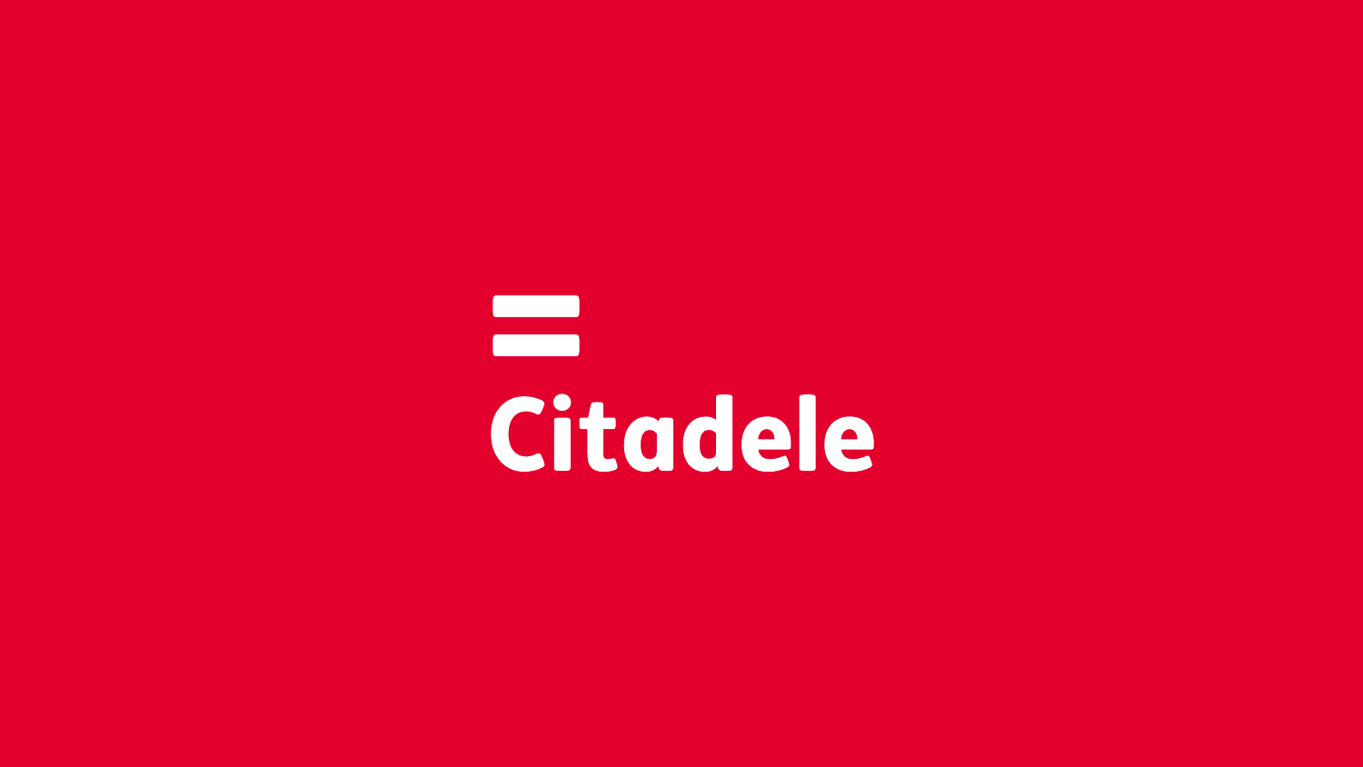# Citadele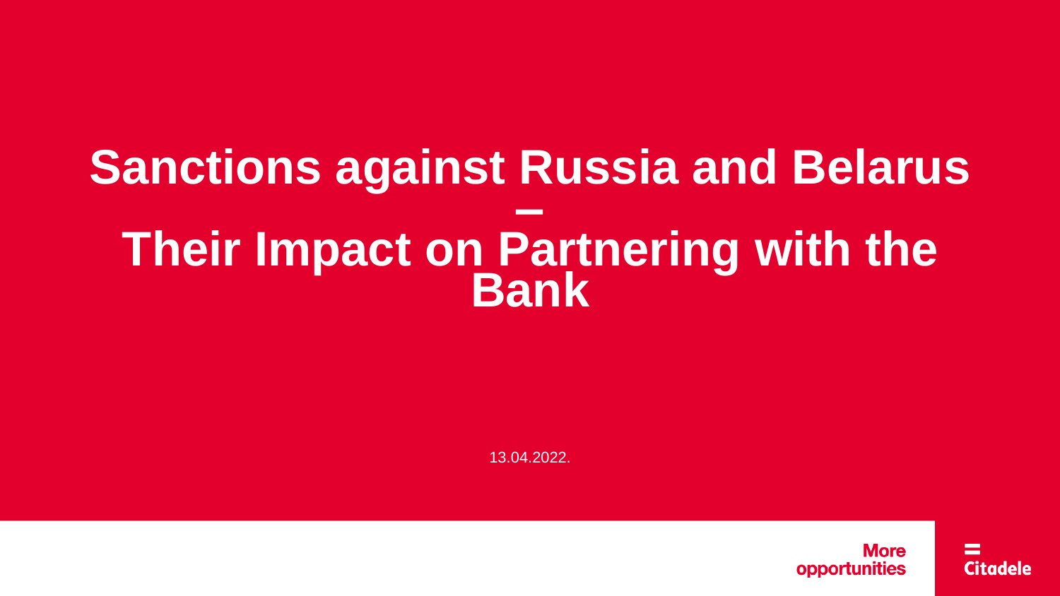# Sanctions against Russia and Belarus – Their Impact on Partnering with the Bank

13.04.2022.

More opportunities

Citadele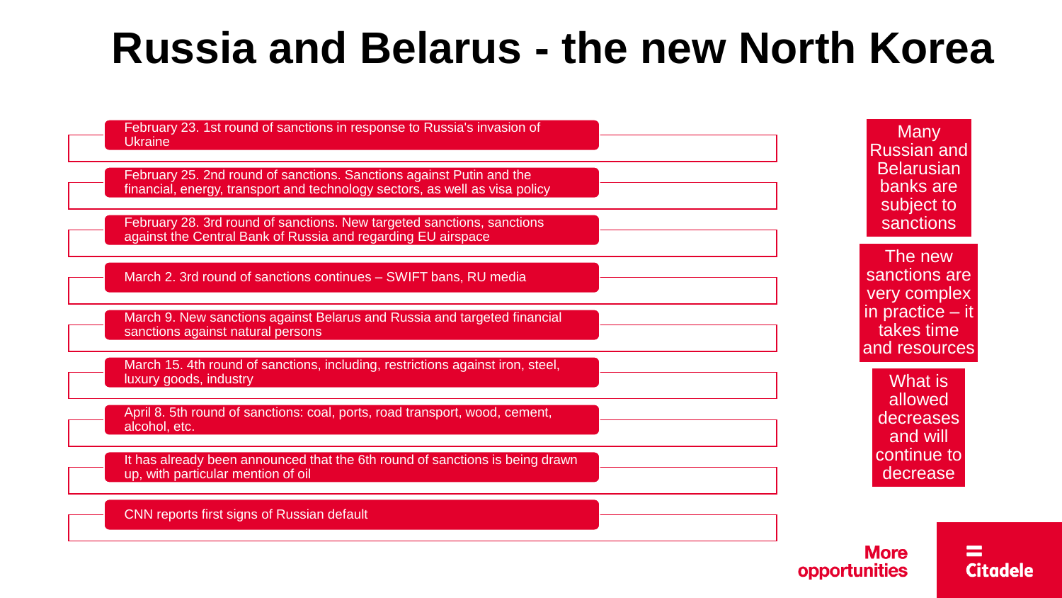# Russia and Belarus - the new North Korea

- February 23. 1st round of sanctions in response to Russia's invasion of Ukraine
- February 25. 2nd round of sanctions. Sanctions against Putin and the financial, energy, transport and technology sectors, as well as visa policy
- February 28. 3rd round of sanctions. New targeted sanctions, sanctions against the Central Bank of Russia and regarding EU airspace
- March 2. 3rd round of sanctions continues – SWIFT bans, RU media
- March 9. New sanctions against Belarus and Russia and targeted financial sanctions against natural persons
- March 15. 4th round of sanctions, including, restrictions against iron, steel, luxury goods, industry
- April 8. 5th round of sanctions: coal, ports, road transport, wood, cement, alcohol, etc.
- It has already been announced that the 6th round of sanctions is being drawn up, with particular mention of oil
- CNN reports first signs of Russian default

Many Russian and Belarusian banks are subject to sanctions

The new sanctions are very complex in practice – it takes time and resources

What is allowed decreases and will continue to decrease

More opportunities

Citadele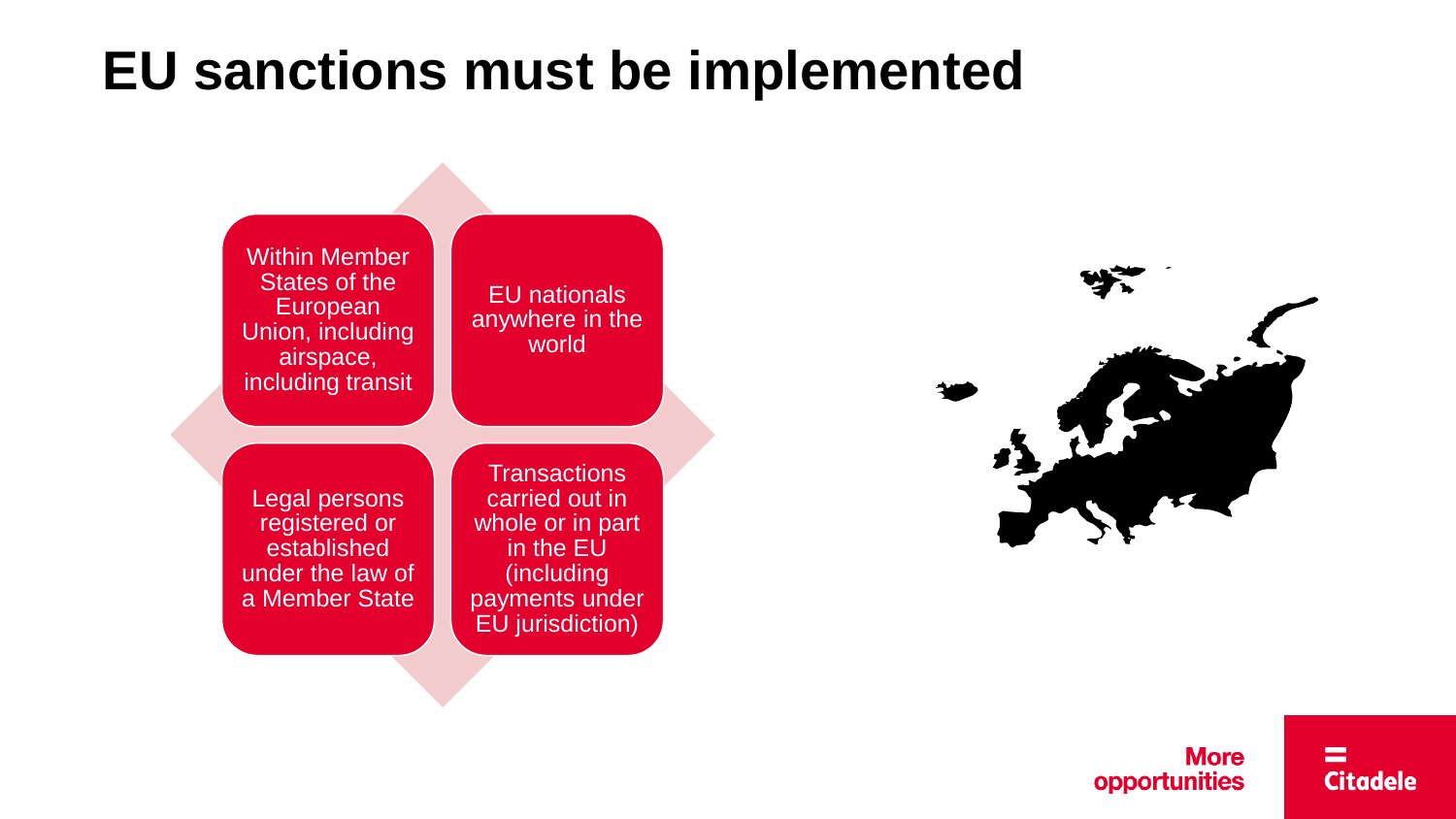# EU sanctions must be implemented

- Within Member States of the European Union, including airspace, including transit
- EU nationals anywhere in the world
- Legal persons registered or established under the law of a Member State
- Transactions carried out in whole or in part in the EU (including payments under EU jurisdiction)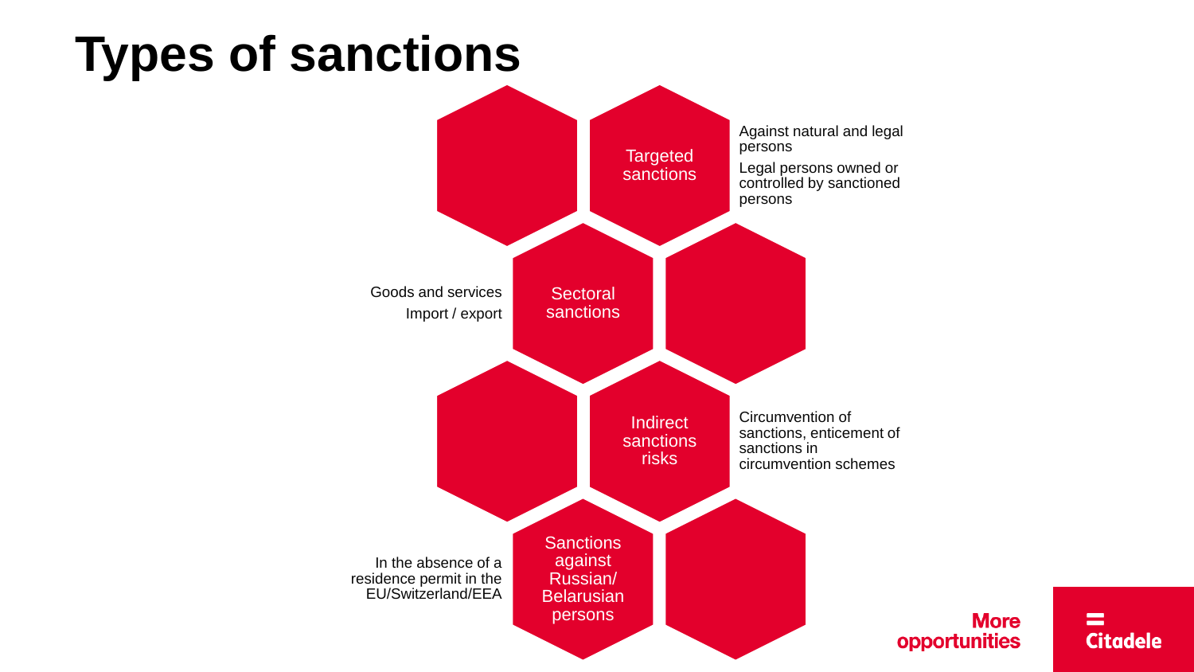# Types of sanctions

## Targeted sanctions

- Against natural and legal persons
- Legal persons owned or controlled by sanctioned persons

## Sectoral sanctions

- Goods and services
- Import / export

## Indirect sanctions risks

- Circumvention of sanctions, enticement of sanctions in circumvention schemes

## Sanctions against Russian/ Belarusian persons

- In the absence of a residence permit in the EU/Switzerland/EEA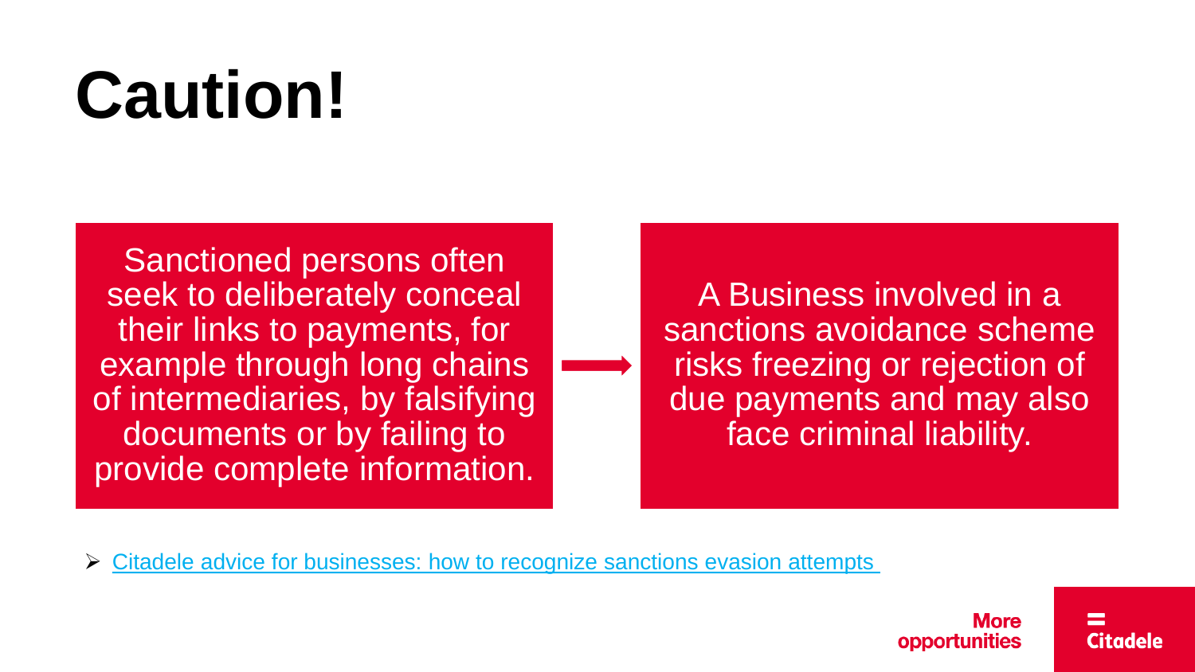# Caution!

Sanctioned persons often seek to deliberately conceal their links to payments, for example through long chains of intermediaries, by falsifying documents or by failing to provide complete information.

→

A Business involved in a sanctions avoidance scheme risks freezing or rejection of due payments and may also face criminal liability.

- Citadele advice for businesses: how to recognize sanctions evasion attempts

More opportunities

Citadele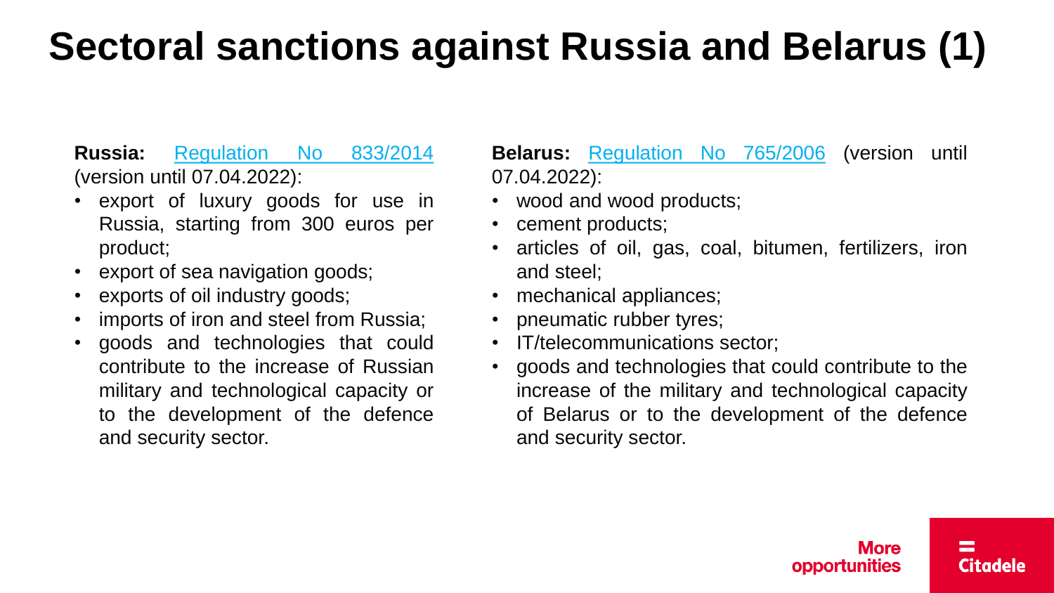# Sectoral sanctions against Russia and Belarus (1)

**Russia:** Regulation No 833/2014 (version until 07.04.2022):

- export of luxury goods for use in Russia, starting from 300 euros per product;
- export of sea navigation goods;
- exports of oil industry goods;
- imports of iron and steel from Russia;
- goods and technologies that could contribute to the increase of Russian military and technological capacity or to the development of the defence and security sector.

**Belarus:** Regulation No 765/2006 (version until 07.04.2022):

- wood and wood products;
- cement products;
- articles of oil, gas, coal, bitumen, fertilizers, iron and steel;
- mechanical appliances;
- pneumatic rubber tyres;
- IT/telecommunications sector;
- goods and technologies that could contribute to the increase of the military and technological capacity of Belarus or to the development of the defence and security sector.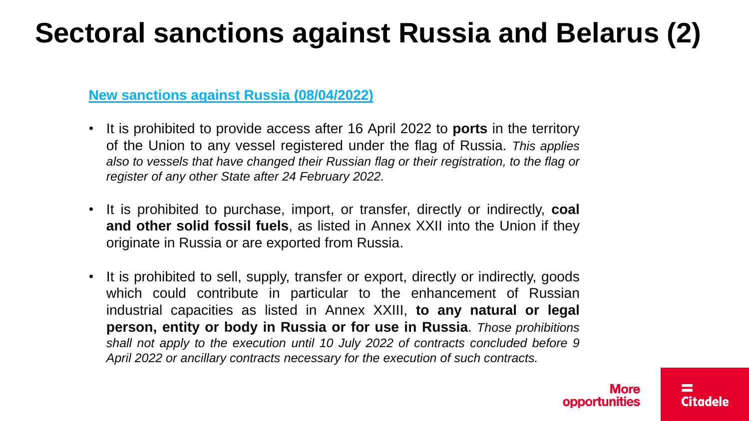# Sectoral sanctions against Russia and Belarus (2)

**New sanctions against Russia (08/04/2022)**

- It is prohibited to provide access after 16 April 2022 to **ports** in the territory of the Union to any vessel registered under the flag of Russia. *This applies also to vessels that have changed their Russian flag or their registration, to the flag or register of any other State after 24 February 2022.*
- It is prohibited to purchase, import, or transfer, directly or indirectly, **coal and other solid fossil fuels**, as listed in Annex XXII into the Union if they originate in Russia or are exported from Russia.
- It is prohibited to sell, supply, transfer or export, directly or indirectly, goods which could contribute in particular to the enhancement of Russian industrial capacities as listed in Annex XXIII, **to any natural or legal person, entity or body in Russia or for use in Russia**. *Those prohibitions shall not apply to the execution until 10 July 2022 of contracts concluded before 9 April 2022 or ancillary contracts necessary for the execution of such contracts.*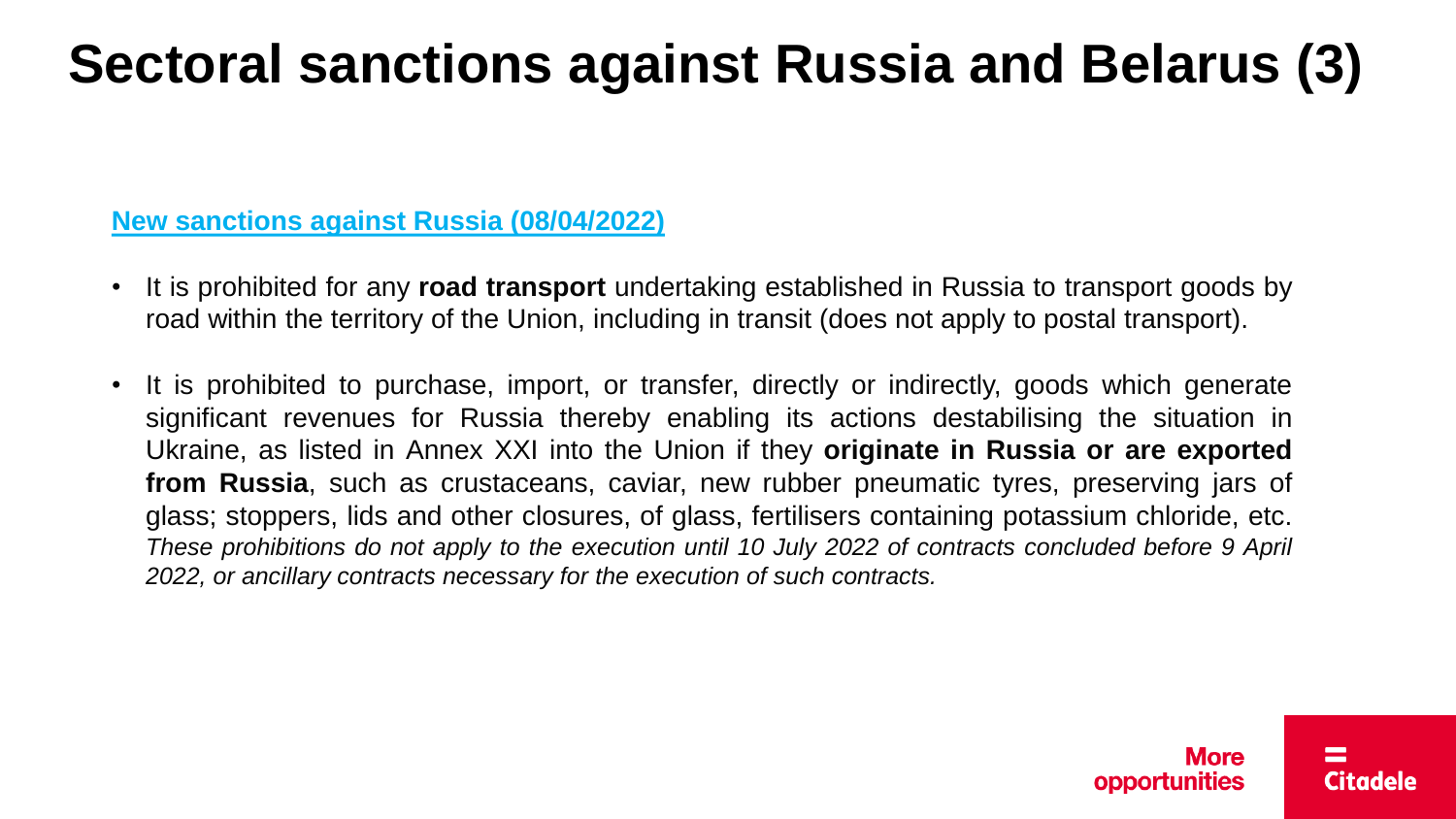# Sectoral sanctions against Russia and Belarus (3)

**New sanctions against Russia (08/04/2022)**

- It is prohibited for any **road transport** undertaking established in Russia to transport goods by road within the territory of the Union, including in transit (does not apply to postal transport).
- It is prohibited to purchase, import, or transfer, directly or indirectly, goods which generate significant revenues for Russia thereby enabling its actions destabilising the situation in Ukraine, as listed in Annex XXI into the Union if they **originate in Russia or are exported from Russia**, such as crustaceans, caviar, new rubber pneumatic tyres, preserving jars of glass; stoppers, lids and other closures, of glass, fertilisers containing potassium chloride, etc. *These prohibitions do not apply to the execution until 10 July 2022 of contracts concluded before 9 April 2022, or ancillary contracts necessary for the execution of such contracts.*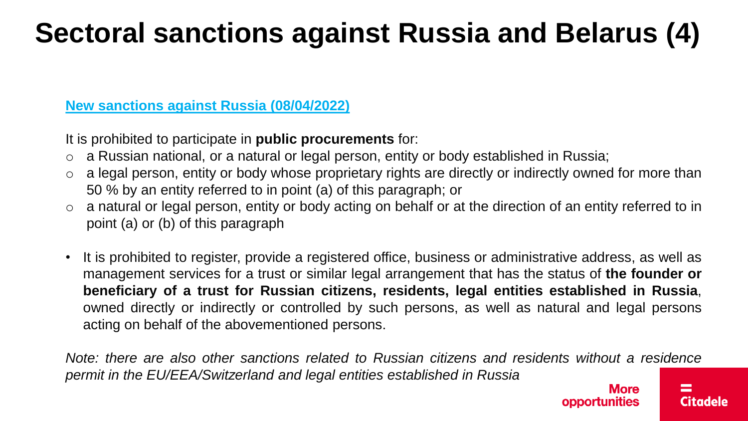# Sectoral sanctions against Russia and Belarus (4)

**New sanctions against Russia (08/04/2022)**

It is prohibited to participate in **public procurements** for:

- a Russian national, or a natural or legal person, entity or body established in Russia;
- a legal person, entity or body whose proprietary rights are directly or indirectly owned for more than 50 % by an entity referred to in point (a) of this paragraph; or
- a natural or legal person, entity or body acting on behalf or at the direction of an entity referred to in point (a) or (b) of this paragraph

- It is prohibited to register, provide a registered office, business or administrative address, as well as management services for a trust or similar legal arrangement that has the status of **the founder or beneficiary of a trust for Russian citizens, residents, legal entities established in Russia**, owned directly or indirectly or controlled by such persons, as well as natural and legal persons acting on behalf of the abovementioned persons.

*Note: there are also other sanctions related to Russian citizens and residents without a residence permit in the EU/EEA/Switzerland and legal entities established in Russia*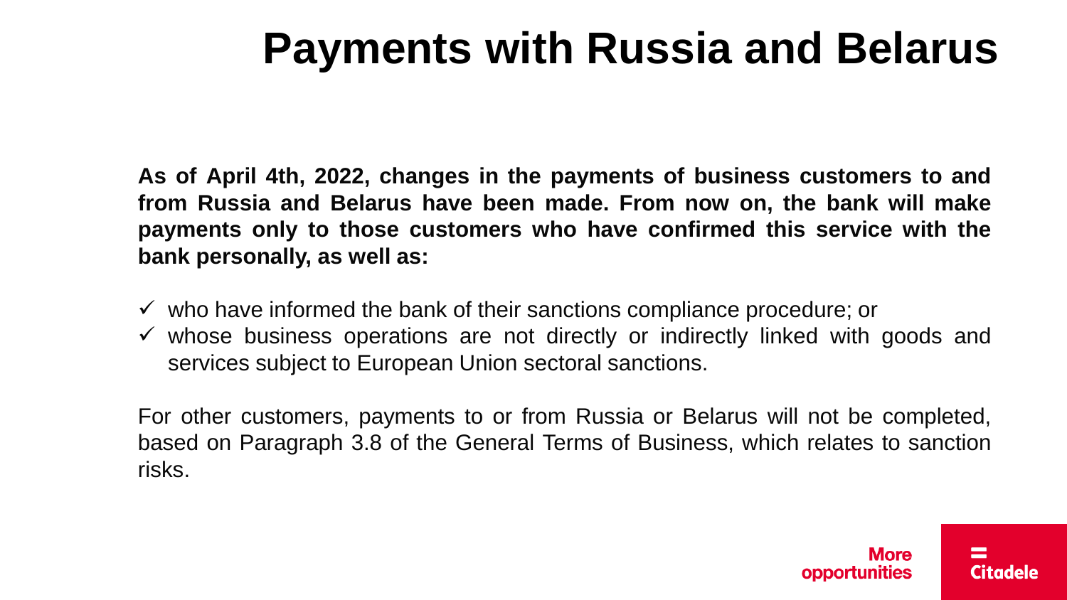# Payments with Russia and Belarus

**As of April 4th, 2022, changes in the payments of business customers to and from Russia and Belarus have been made. From now on, the bank will make payments only to those customers who have confirmed this service with the bank personally, as well as:**

- ✓ who have informed the bank of their sanctions compliance procedure; or
- ✓ whose business operations are not directly or indirectly linked with goods and services subject to European Union sectoral sanctions.

For other customers, payments to or from Russia or Belarus will not be completed, based on Paragraph 3.8 of the General Terms of Business, which relates to sanction risks.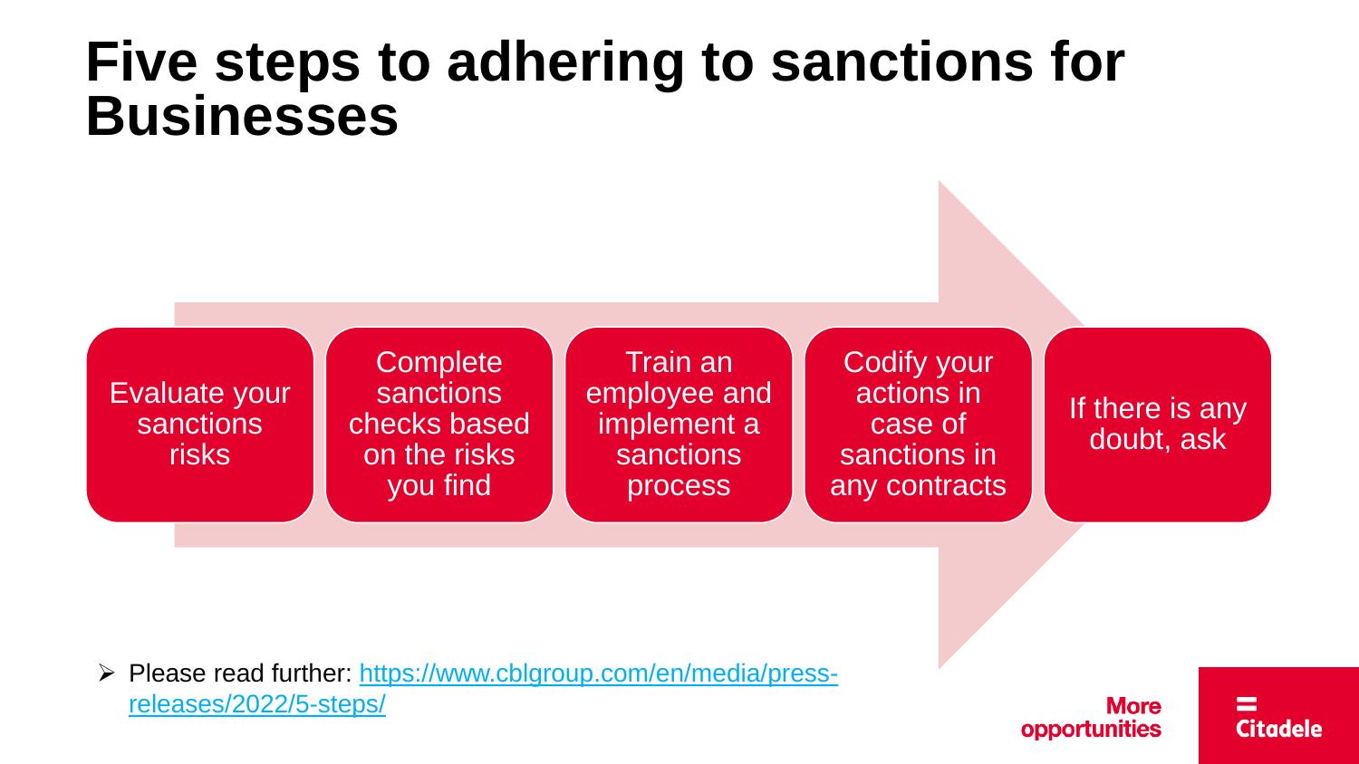# Five steps to adhering to sanctions for Businesses

1. Evaluate your sanctions risks
2. Complete sanctions checks based on the risks you find
3. Train an employee and implement a sanctions process
4. Codify your actions in case of sanctions in any contracts
5. If there is any doubt, ask

- Please read further: [https://www.cblgroup.com/en/media/press-releases/2022/5-steps/](https://www.cblgroup.com/en/media/press-releases/2022/5-steps/)

More opportunities

Citadele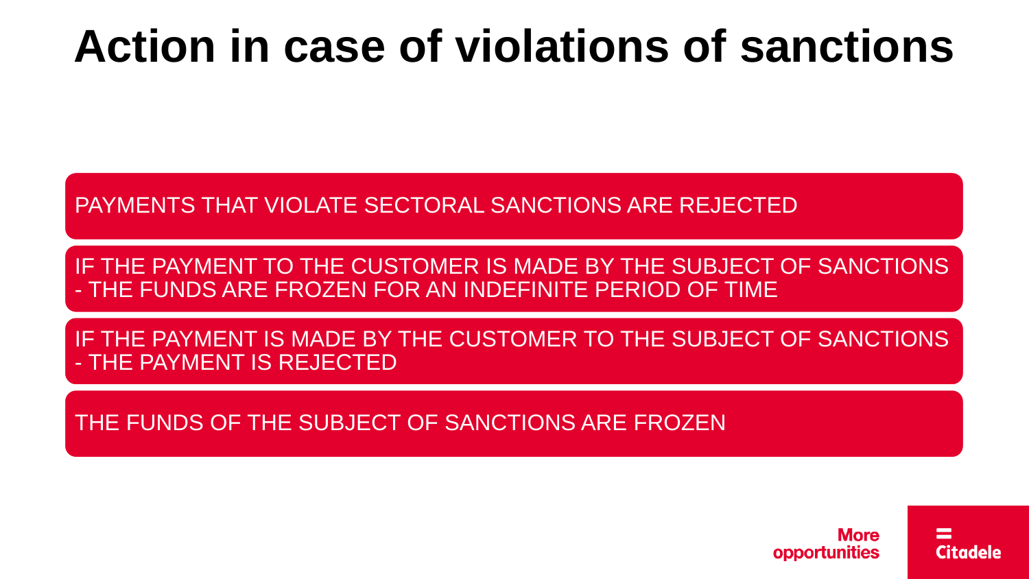# Action in case of violations of sanctions

PAYMENTS THAT VIOLATE SECTORAL SANCTIONS ARE REJECTED

IF THE PAYMENT TO THE CUSTOMER IS MADE BY THE SUBJECT OF SANCTIONS - THE FUNDS ARE FROZEN FOR AN INDEFINITE PERIOD OF TIME

IF THE PAYMENT IS MADE BY THE CUSTOMER TO THE SUBJECT OF SANCTIONS - THE PAYMENT IS REJECTED

THE FUNDS OF THE SUBJECT OF SANCTIONS ARE FROZEN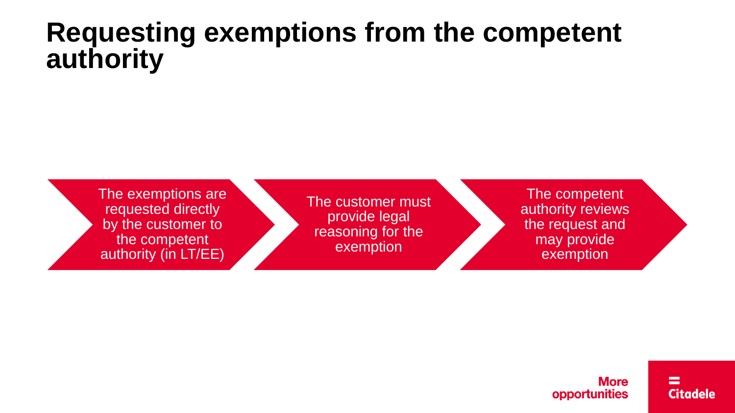# Requesting exemptions from the competent authority

1. The exemptions are requested directly by the customer to the competent authority (in LT/EE)
2. The customer must provide legal reasoning for the exemption
3. The competent authority reviews the request and may provide exemption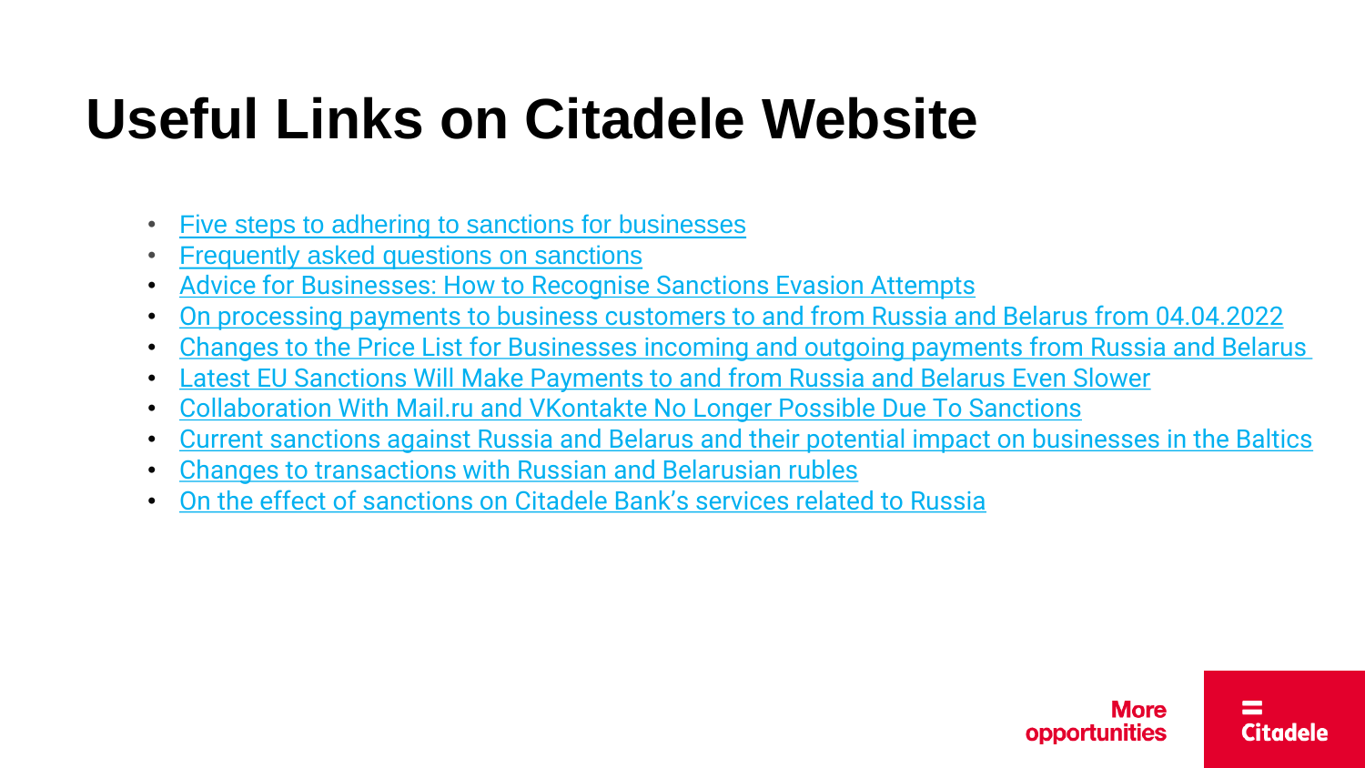# Useful Links on Citadele Website

- Five steps to adhering to sanctions for businesses
- Frequently asked questions on sanctions
- Advice for Businesses: How to Recognise Sanctions Evasion Attempts
- On processing payments to business customers to and from Russia and Belarus from 04.04.2022
- Changes to the Price List for Businesses incoming and outgoing payments from Russia and Belarus
- Latest EU Sanctions Will Make Payments to and from Russia and Belarus Even Slower
- Collaboration With Mail.ru and VKontakte No Longer Possible Due To Sanctions
- Current sanctions against Russia and Belarus and their potential impact on businesses in the Baltics
- Changes to transactions with Russian and Belarusian rubles
- On the effect of sanctions on Citadele Bank's services related to Russia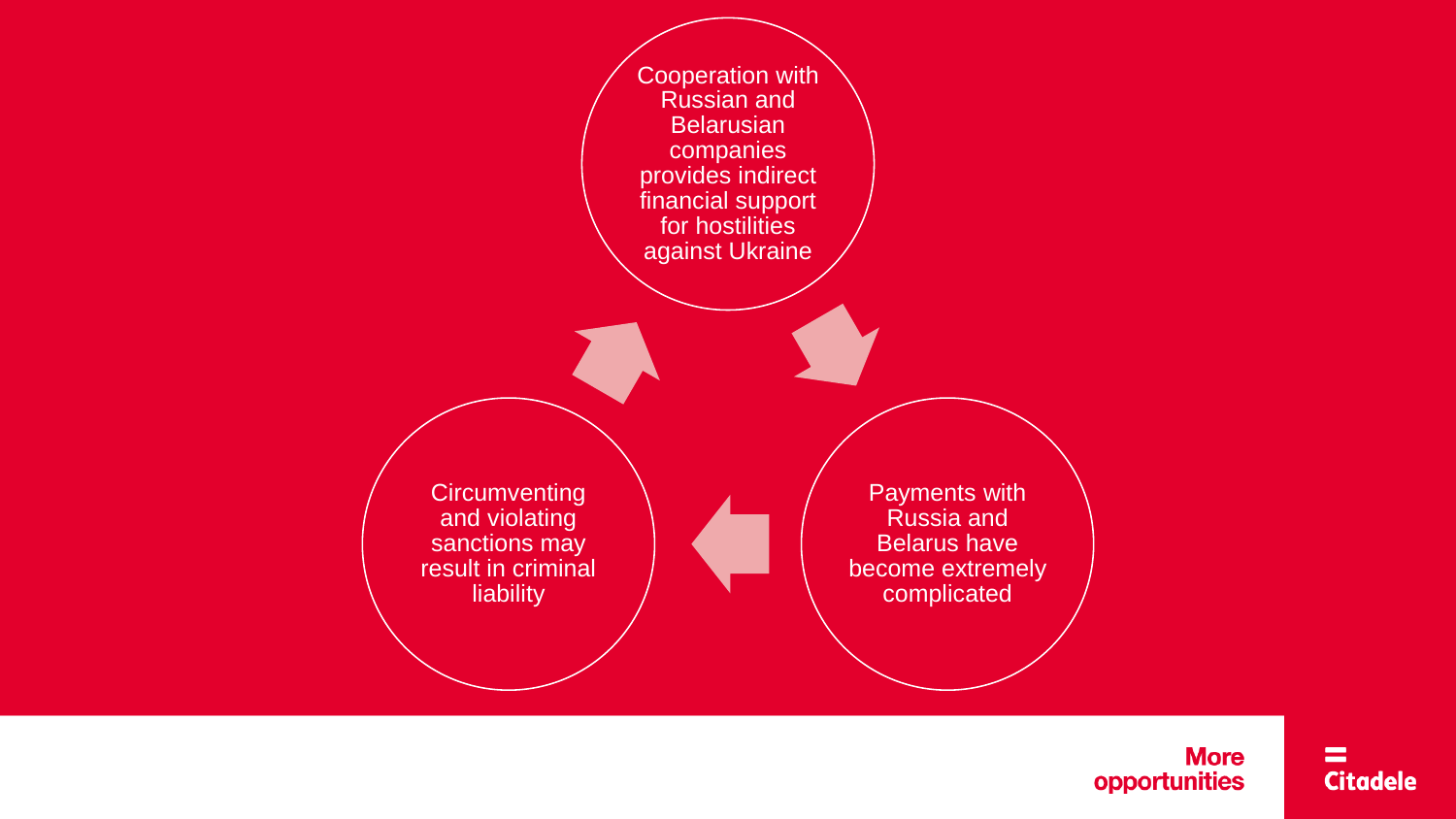Cooperation with Russian and Belarusian companies provides indirect financial support for hostilities against Ukraine

Payments with Russia and Belarus have become extremely complicated

Circumventing and violating sanctions may result in criminal liability

More opportunities

Citadele